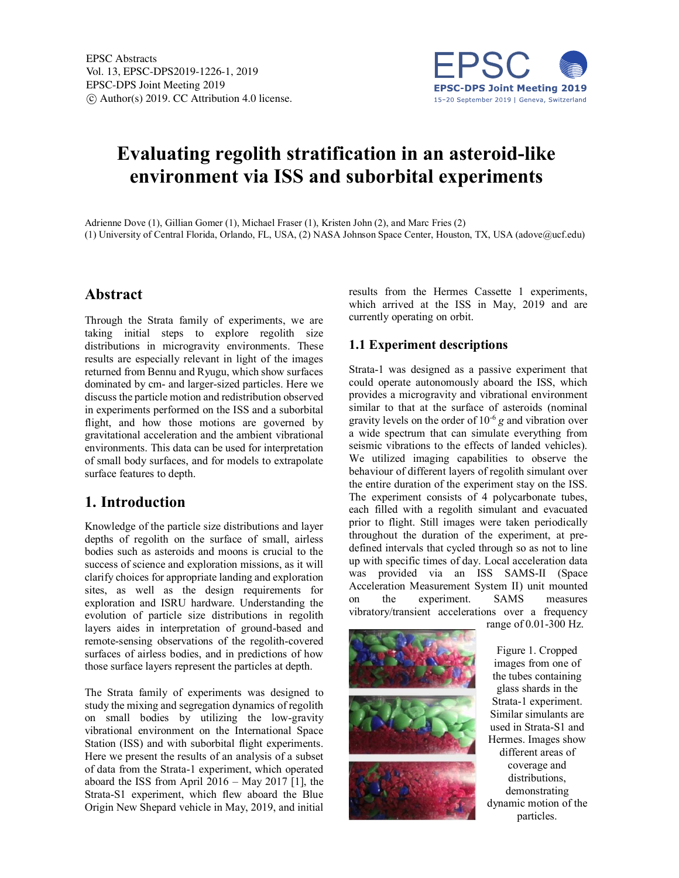# Evaluating regolith stratification in an asteroid-like environment via ISS and suborbital experiments

Adrienne Dove (1), Gillian Gomer (1), Michael Fraser (1), Kristen John (2), and Marc Fries (2)
(1) University of Central Florida, Orlando, FL, USA, (2) NASA Johnson Space Center, Houston, TX, USA (adove@ucf.edu)

## Abstract

Through the Strata family of experiments, we are taking initial steps to explore regolith size distributions in microgravity environments. These results are especially relevant in light of the images returned from Bennu and Ryugu, which show surfaces dominated by cm- and larger-sized particles. Here we discuss the particle motion and redistribution observed in experiments performed on the ISS and a suborbital flight, and how those motions are governed by gravitational acceleration and the ambient vibrational environments. This data can be used for interpretation of small body surfaces, and for models to extrapolate surface features to depth.

## 1. Introduction

Knowledge of the particle size distributions and layer depths of regolith on the surface of small, airless bodies such as asteroids and moons is crucial to the success of science and exploration missions, as it will clarify choices for appropriate landing and exploration sites, as well as the design requirements for exploration and ISRU hardware. Understanding the evolution of particle size distributions in regolith layers aides in interpretation of ground-based and remote-sensing observations of the regolith-covered surfaces of airless bodies, and in predictions of how those surface layers represent the particles at depth.

The Strata family of experiments was designed to study the mixing and segregation dynamics of regolith on small bodies by utilizing the low-gravity vibrational environment on the International Space Station (ISS) and with suborbital flight experiments. Here we present the results of an analysis of a subset of data from the Strata-1 experiment, which operated aboard the ISS from April 2016 – May 2017 [1], the Strata-S1 experiment, which flew aboard the Blue Origin New Shepard vehicle in May, 2019, and initial results from the Hermes Cassette 1 experiments, which arrived at the ISS in May, 2019 and are currently operating on orbit.

### 1.1 Experiment descriptions

Strata-1 was designed as a passive experiment that could operate autonomously aboard the ISS, which provides a microgravity and vibrational environment similar to that at the surface of asteroids (nominal gravity levels on the order of $10^{-6}$ *g* and vibration over a wide spectrum that can simulate everything from seismic vibrations to the effects of landed vehicles). We utilized imaging capabilities to observe the behaviour of different layers of regolith simulant over the entire duration of the experiment stay on the ISS. The experiment consists of 4 polycarbonate tubes, each filled with a regolith simulant and evacuated prior to flight. Still images were taken periodically throughout the duration of the experiment, at pre-defined intervals that cycled through so as not to line up with specific times of day. Local acceleration data was provided via an ISS SAMS-II (Space Acceleration Measurement System II) unit mounted on the experiment. SAMS measures vibratory/transient accelerations over a frequency range of 0.01-300 Hz.

Figure 1. Cropped images from one of the tubes containing glass shards in the Strata-1 experiment. Similar simulants are used in Strata-S1 and Hermes. Images show different areas of coverage and distributions, demonstrating dynamic motion of the particles.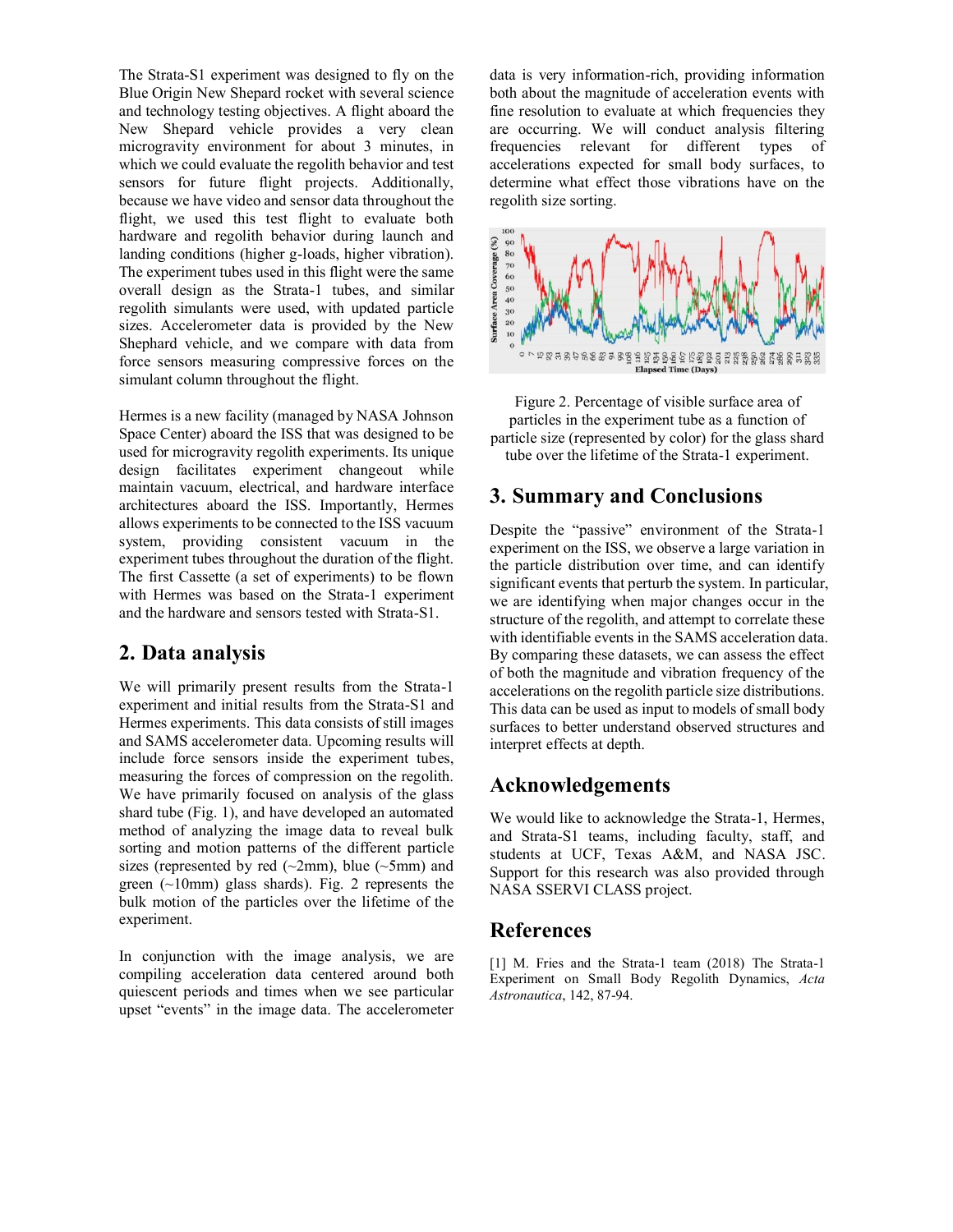The Strata-S1 experiment was designed to fly on the Blue Origin New Shepard rocket with several science and technology testing objectives. A flight aboard the New Shepard vehicle provides a very clean microgravity environment for about 3 minutes, in which we could evaluate the regolith behavior and test sensors for future flight projects. Additionally, because we have video and sensor data throughout the flight, we used this test flight to evaluate both hardware and regolith behavior during launch and landing conditions (higher g-loads, higher vibration). The experiment tubes used in this flight were the same overall design as the Strata-1 tubes, and similar regolith simulants were used, with updated particle sizes. Accelerometer data is provided by the New Shephard vehicle, and we compare with data from force sensors measuring compressive forces on the simulant column throughout the flight.

Hermes is a new facility (managed by NASA Johnson Space Center) aboard the ISS that was designed to be used for microgravity regolith experiments. Its unique design facilitates experiment changeout while maintain vacuum, electrical, and hardware interface architectures aboard the ISS. Importantly, Hermes allows experiments to be connected to the ISS vacuum system, providing consistent vacuum in the experiment tubes throughout the duration of the flight. The first Cassette (a set of experiments) to be flown with Hermes was based on the Strata-1 experiment and the hardware and sensors tested with Strata-S1.

## 2. Data analysis

We will primarily present results from the Strata-1 experiment and initial results from the Strata-S1 and Hermes experiments. This data consists of still images and SAMS accelerometer data. Upcoming results will include force sensors inside the experiment tubes, measuring the forces of compression on the regolith. We have primarily focused on analysis of the glass shard tube (Fig. 1), and have developed an automated method of analyzing the image data to reveal bulk sorting and motion patterns of the different particle sizes (represented by red (~2mm), blue (~5mm) and green (~10mm) glass shards). Fig. 2 represents the bulk motion of the particles over the lifetime of the experiment.

In conjunction with the image analysis, we are compiling acceleration data centered around both quiescent periods and times when we see particular upset "events" in the image data. The accelerometer data is very information-rich, providing information both about the magnitude of acceleration events with fine resolution to evaluate at which frequencies they are occurring. We will conduct analysis filtering frequencies relevant for different types of accelerations expected for small body surfaces, to determine what effect those vibrations have on the regolith size sorting.

Surface Area Coverage (%)
100
90
80
70
60
50
40
30
20
10
0
0 7 15 23 31 39 47 55 66 83 91 99 108 116 125 134 150 160 167 175 183 192 201 213 225 238 250 262 274 286 299 311 323 335
Elapsed Time (Days)

Figure 2. Percentage of visible surface area of particles in the experiment tube as a function of particle size (represented by color) for the glass shard tube over the lifetime of the Strata-1 experiment.

## 3. Summary and Conclusions

Despite the "passive" environment of the Strata-1 experiment on the ISS, we observe a large variation in the particle distribution over time, and can identify significant events that perturb the system. In particular, we are identifying when major changes occur in the structure of the regolith, and attempt to correlate these with identifiable events in the SAMS acceleration data. By comparing these datasets, we can assess the effect of both the magnitude and vibration frequency of the accelerations on the regolith particle size distributions. This data can be used as input to models of small body surfaces to better understand observed structures and interpret effects at depth.

## Acknowledgements

We would like to acknowledge the Strata-1, Hermes, and Strata-S1 teams, including faculty, staff, and students at UCF, Texas A&M, and NASA JSC. Support for this research was also provided through NASA SSERVI CLASS project.

## References

[1] M. Fries and the Strata-1 team (2018) The Strata-1 Experiment on Small Body Regolith Dynamics, *Acta Astronautica*, 142, 87-94.